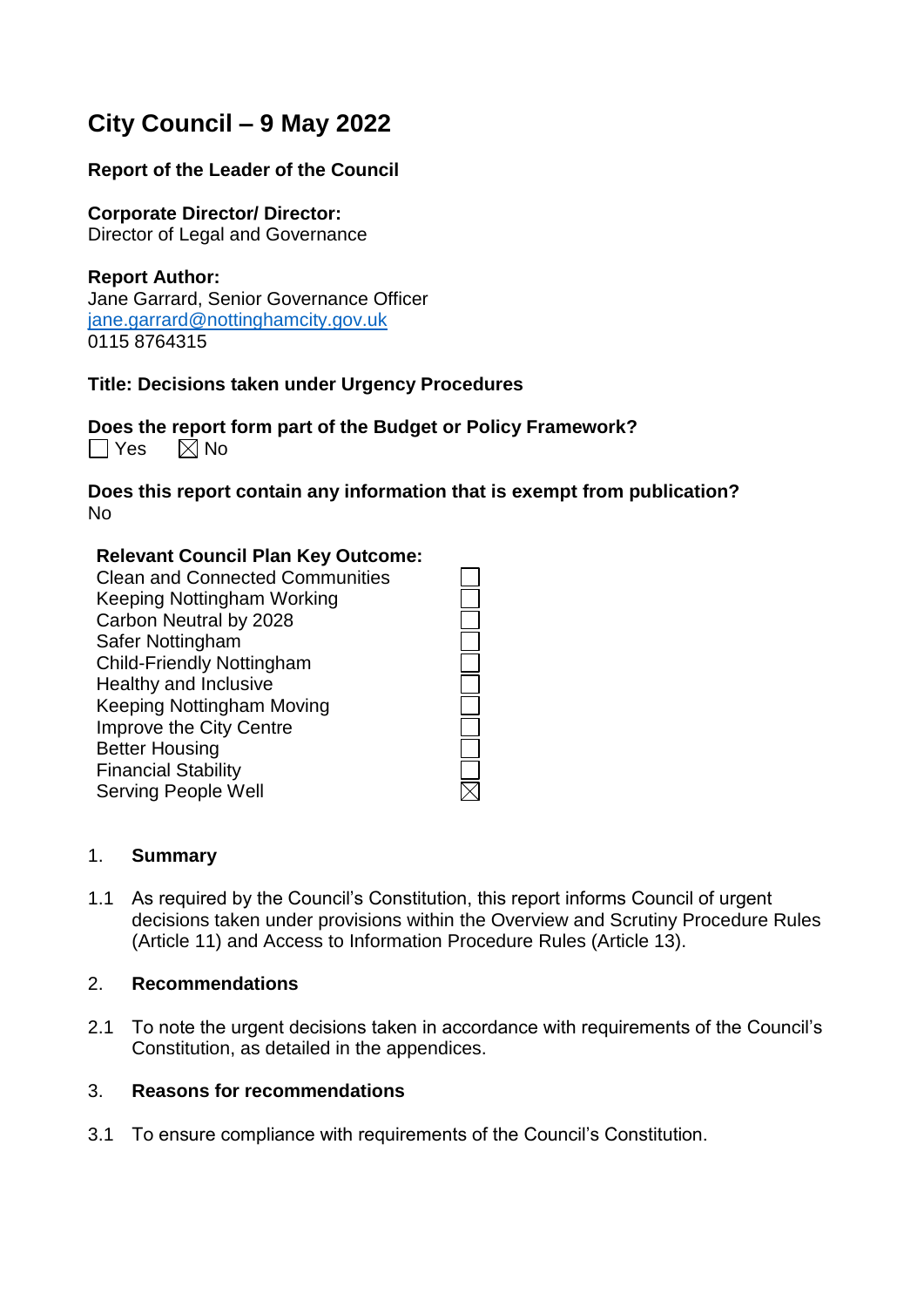# City Council – 9 May 2022

**Report of the Leader of the Council**

**Corporate Director/ Director:**
Director of Legal and Governance

**Report Author:**
Jane Garrard, Senior Governance Officer
jane.garrard@nottinghamcity.gov.uk
0115 8764315

**Title: Decisions taken under Urgency Procedures**

**Does the report form part of the Budget or Policy Framework?**
☐ Yes ☒ No

**Does this report contain any information that is exempt from publication?**
No

| Relevant Council Plan Key Outcome: | |
|---|---|
| Clean and Connected Communities | ☐ |
| Keeping Nottingham Working | ☐ |
| Carbon Neutral by 2028 | ☐ |
| Safer Nottingham | ☐ |
| Child-Friendly Nottingham | ☐ |
| Healthy and Inclusive | ☐ |
| Keeping Nottingham Moving | ☐ |
| Improve the City Centre | ☐ |
| Better Housing | ☐ |
| Financial Stability | ☐ |
| Serving People Well | ☒ |

## 1. Summary

1.1 As required by the Council's Constitution, this report informs Council of urgent decisions taken under provisions within the Overview and Scrutiny Procedure Rules (Article 11) and Access to Information Procedure Rules (Article 13).

## 2. Recommendations

2.1 To note the urgent decisions taken in accordance with requirements of the Council's Constitution, as detailed in the appendices.

## 3. Reasons for recommendations

3.1 To ensure compliance with requirements of the Council's Constitution.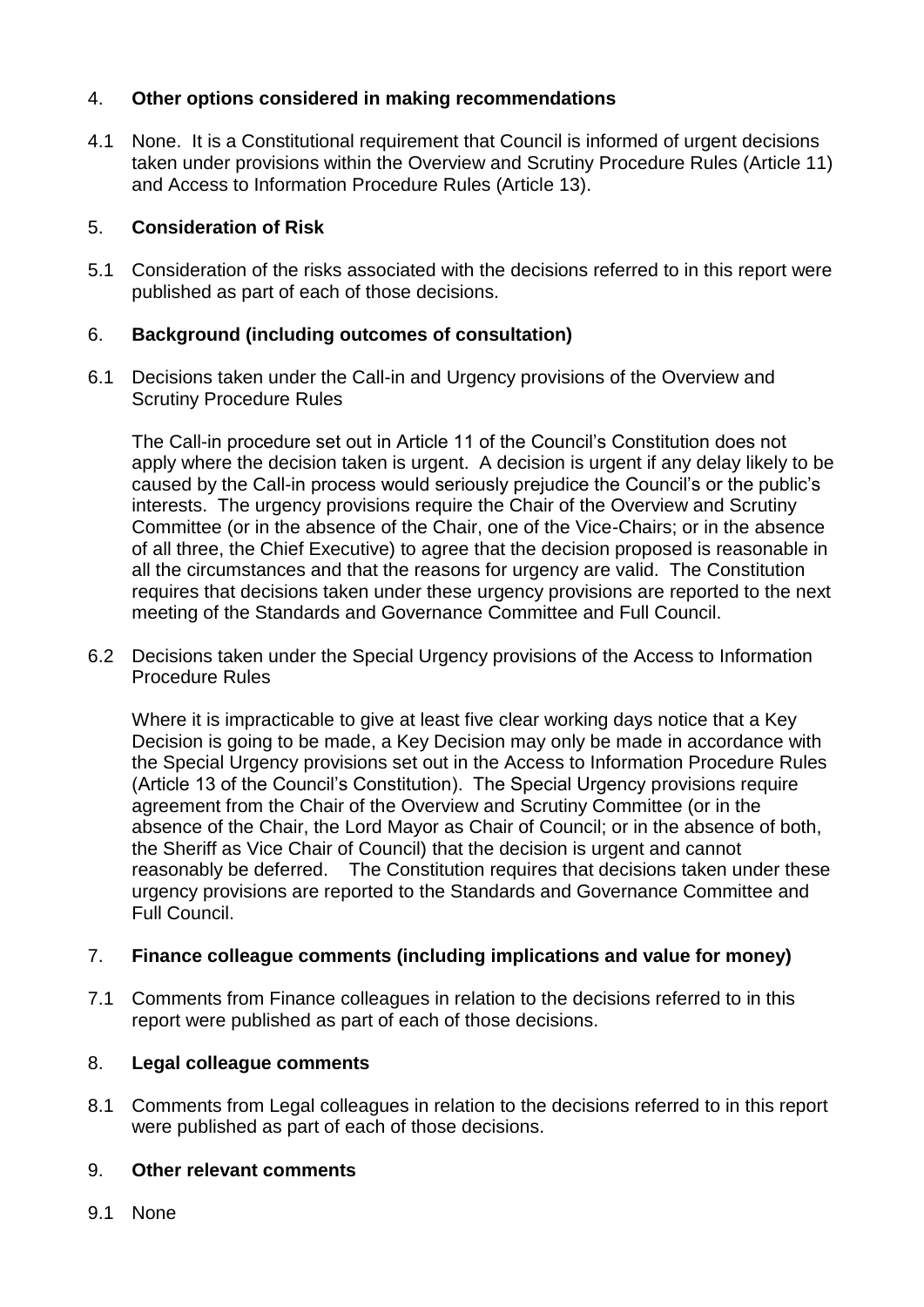## 4. **Other options considered in making recommendations**

4.1 None. It is a Constitutional requirement that Council is informed of urgent decisions taken under provisions within the Overview and Scrutiny Procedure Rules (Article 11) and Access to Information Procedure Rules (Article 13).

## 5. **Consideration of Risk**

5.1 Consideration of the risks associated with the decisions referred to in this report were published as part of each of those decisions.

## 6. **Background (including outcomes of consultation)**

6.1 Decisions taken under the Call-in and Urgency provisions of the Overview and Scrutiny Procedure Rules

The Call-in procedure set out in Article 11 of the Council's Constitution does not apply where the decision taken is urgent. A decision is urgent if any delay likely to be caused by the Call-in process would seriously prejudice the Council's or the public's interests. The urgency provisions require the Chair of the Overview and Scrutiny Committee (or in the absence of the Chair, one of the Vice-Chairs; or in the absence of all three, the Chief Executive) to agree that the decision proposed is reasonable in all the circumstances and that the reasons for urgency are valid. The Constitution requires that decisions taken under these urgency provisions are reported to the next meeting of the Standards and Governance Committee and Full Council.

6.2 Decisions taken under the Special Urgency provisions of the Access to Information Procedure Rules

Where it is impracticable to give at least five clear working days notice that a Key Decision is going to be made, a Key Decision may only be made in accordance with the Special Urgency provisions set out in the Access to Information Procedure Rules (Article 13 of the Council's Constitution). The Special Urgency provisions require agreement from the Chair of the Overview and Scrutiny Committee (or in the absence of the Chair, the Lord Mayor as Chair of Council; or in the absence of both, the Sheriff as Vice Chair of Council) that the decision is urgent and cannot reasonably be deferred. The Constitution requires that decisions taken under these urgency provisions are reported to the Standards and Governance Committee and Full Council.

## 7. **Finance colleague comments (including implications and value for money)**

7.1 Comments from Finance colleagues in relation to the decisions referred to in this report were published as part of each of those decisions.

## 8. **Legal colleague comments**

8.1 Comments from Legal colleagues in relation to the decisions referred to in this report were published as part of each of those decisions.

## 9. **Other relevant comments**

9.1 None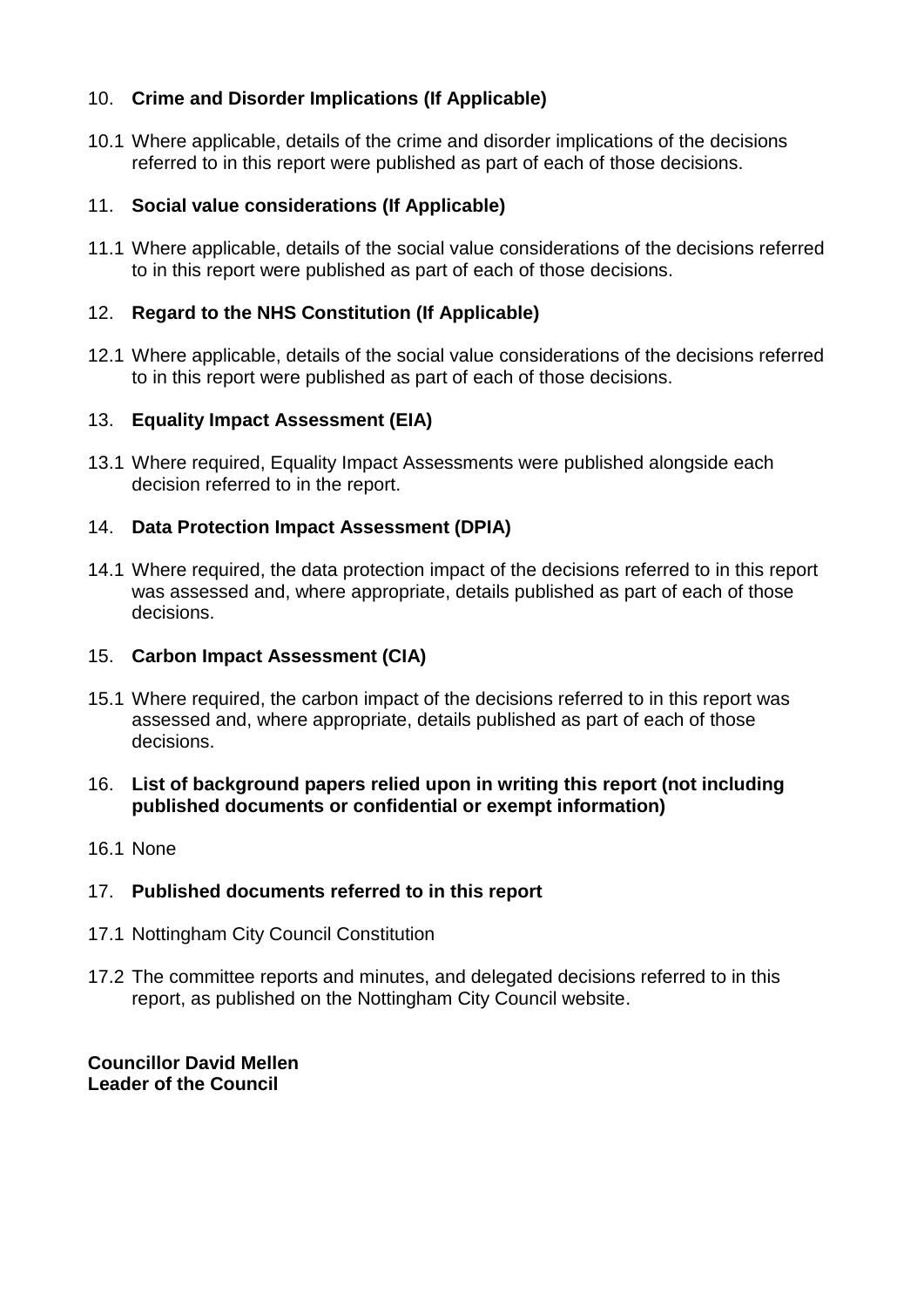## 10. Crime and Disorder Implications (If Applicable)

10.1 Where applicable, details of the crime and disorder implications of the decisions referred to in this report were published as part of each of those decisions.

## 11. Social value considerations (If Applicable)

11.1 Where applicable, details of the social value considerations of the decisions referred to in this report were published as part of each of those decisions.

## 12. Regard to the NHS Constitution (If Applicable)

12.1 Where applicable, details of the social value considerations of the decisions referred to in this report were published as part of each of those decisions.

## 13. Equality Impact Assessment (EIA)

13.1 Where required, Equality Impact Assessments were published alongside each decision referred to in the report.

## 14. Data Protection Impact Assessment (DPIA)

14.1 Where required, the data protection impact of the decisions referred to in this report was assessed and, where appropriate, details published as part of each of those decisions.

## 15. Carbon Impact Assessment (CIA)

15.1 Where required, the carbon impact of the decisions referred to in this report was assessed and, where appropriate, details published as part of each of those decisions.

## 16. List of background papers relied upon in writing this report (not including published documents or confidential or exempt information)

16.1 None

## 17. Published documents referred to in this report

17.1 Nottingham City Council Constitution

17.2 The committee reports and minutes, and delegated decisions referred to in this report, as published on the Nottingham City Council website.

**Councillor David Mellen**
**Leader of the Council**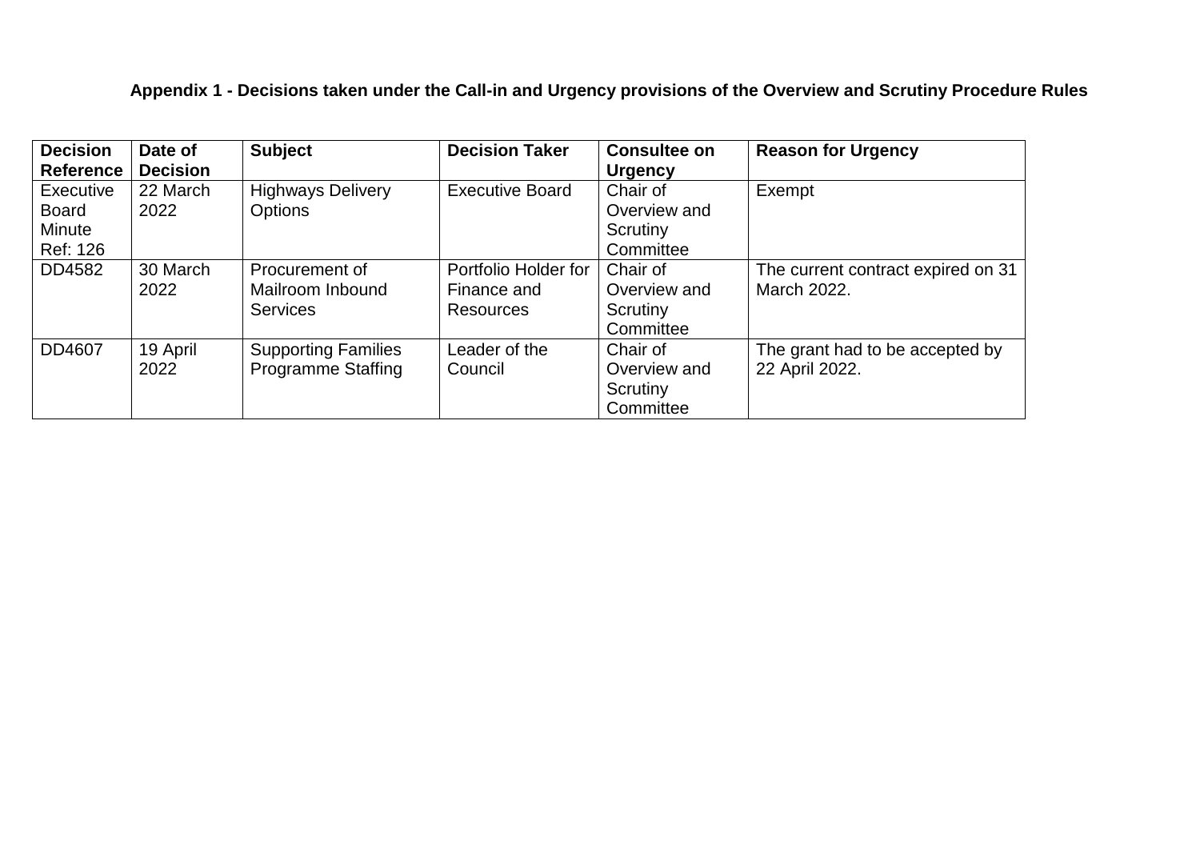**Appendix 1 - Decisions taken under the Call-in and Urgency provisions of the Overview and Scrutiny Procedure Rules**

| Decision Reference | Date of Decision | Subject | Decision Taker | Consultee on Urgency | Reason for Urgency |
|---|---|---|---|---|---|
| Executive Board Minute Ref: 126 | 22 March 2022 | Highways Delivery Options | Executive Board | Chair of Overview and Scrutiny Committee | Exempt |
| DD4582 | 30 March 2022 | Procurement of Mailroom Inbound Services | Portfolio Holder for Finance and Resources | Chair of Overview and Scrutiny Committee | The current contract expired on 31 March 2022. |
| DD4607 | 19 April 2022 | Supporting Families Programme Staffing | Leader of the Council | Chair of Overview and Scrutiny Committee | The grant had to be accepted by 22 April 2022. |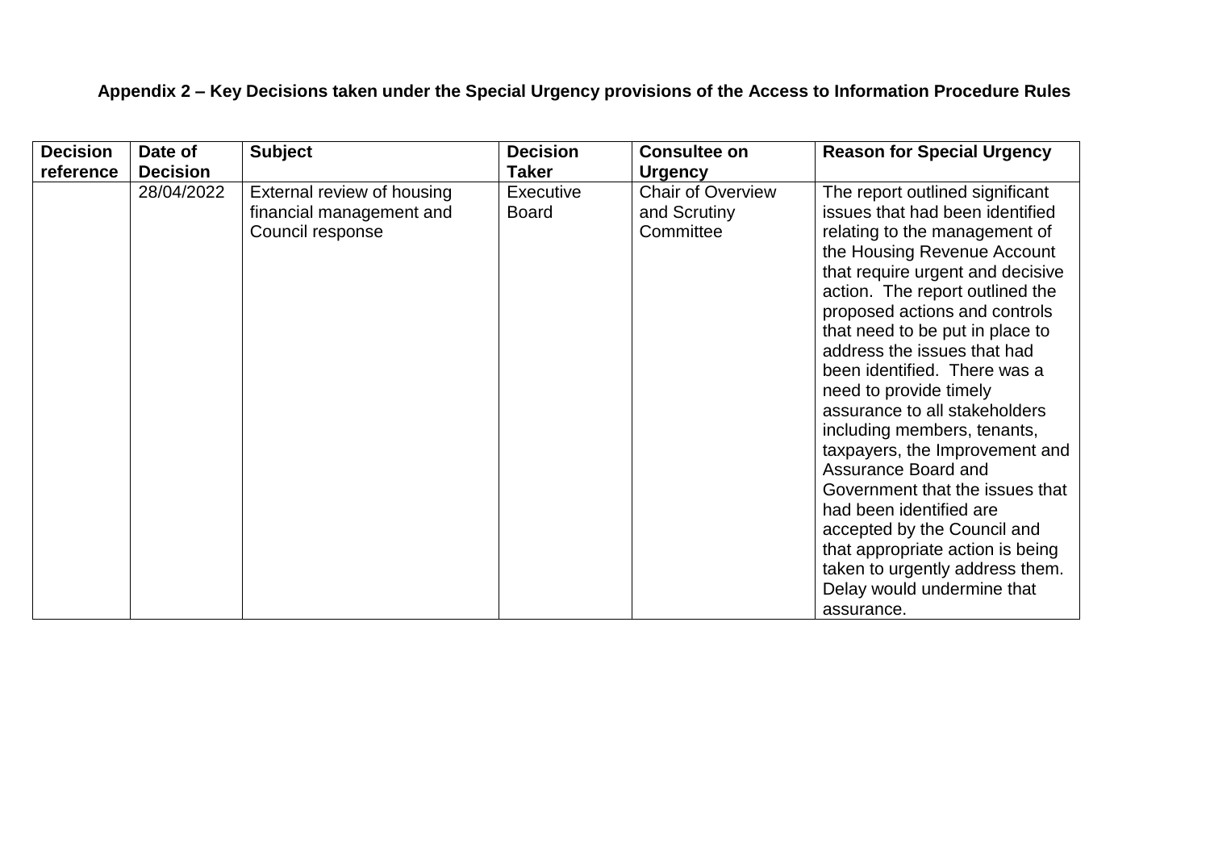**Appendix 2 – Key Decisions taken under the Special Urgency provisions of the Access to Information Procedure Rules**

| Decision reference | Date of Decision | Subject | Decision Taker | Consultee on Urgency | Reason for Special Urgency |
|---|---|---|---|---|---|
| | 28/04/2022 | External review of housing financial management and Council response | Executive Board | Chair of Overview and Scrutiny Committee | The report outlined significant issues that had been identified relating to the management of the Housing Revenue Account that require urgent and decisive action. The report outlined the proposed actions and controls that need to be put in place to address the issues that had been identified. There was a need to provide timely assurance to all stakeholders including members, tenants, taxpayers, the Improvement and Assurance Board and Government that the issues that had been identified are accepted by the Council and that appropriate action is being taken to urgently address them. Delay would undermine that assurance. |